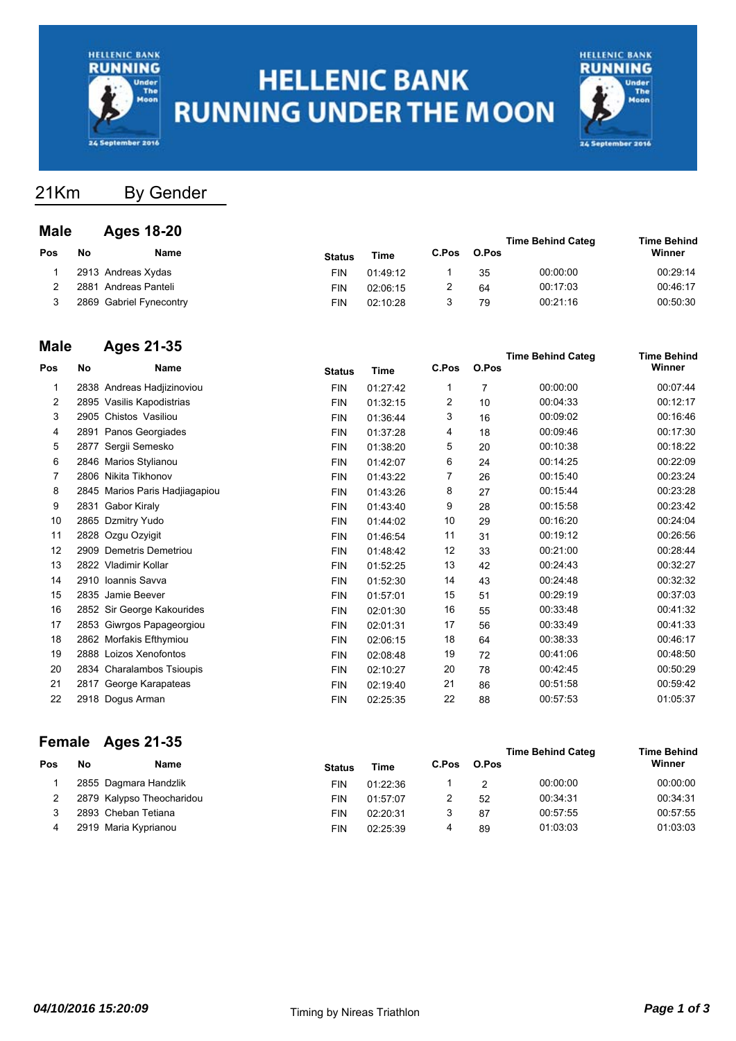# HELLENIC BANK RUNNING UNDER THE MOON

## 21Km By Gender

### Male Ages 18-20

| Pos | No | Name | Status | Time | C.Pos | O.Pos | Time Behind Categ | Time Behind Winner |
|---|---|---|---|---|---|---|---|---|
| 1 | 2913 | Andreas Xydas | FIN | 01:49:12 | 1 | 35 | 00:00:00 | 00:29:14 |
| 2 | 2881 | Andreas Panteli | FIN | 02:06:15 | 2 | 64 | 00:17:03 | 00:46:17 |
| 3 | 2869 | Gabriel Fynecontry | FIN | 02:10:28 | 3 | 79 | 00:21:16 | 00:50:30 |

### Male Ages 21-35

| Pos | No | Name | Status | Time | C.Pos | O.Pos | Time Behind Categ | Time Behind Winner |
|---|---|---|---|---|---|---|---|---|
| 1 | 2838 | Andreas Hadjizinoviou | FIN | 01:27:42 | 1 | 7 | 00:00:00 | 00:07:44 |
| 2 | 2895 | Vasilis Kapodistrias | FIN | 01:32:15 | 2 | 10 | 00:04:33 | 00:12:17 |
| 3 | 2905 | Chistos Vasiliou | FIN | 01:36:44 | 3 | 16 | 00:09:02 | 00:16:46 |
| 4 | 2891 | Panos Georgiades | FIN | 01:37:28 | 4 | 18 | 00:09:46 | 00:17:30 |
| 5 | 2877 | Sergii Semesko | FIN | 01:38:20 | 5 | 20 | 00:10:38 | 00:18:22 |
| 6 | 2846 | Marios Stylianou | FIN | 01:42:07 | 6 | 24 | 00:14:25 | 00:22:09 |
| 7 | 2806 | Nikita Tikhonov | FIN | 01:43:22 | 7 | 26 | 00:15:40 | 00:23:24 |
| 8 | 2845 | Marios Paris Hadjiagapiou | FIN | 01:43:26 | 8 | 27 | 00:15:44 | 00:23:28 |
| 9 | 2831 | Gabor Kiraly | FIN | 01:43:40 | 9 | 28 | 00:15:58 | 00:23:42 |
| 10 | 2865 | Dzmitry Yudo | FIN | 01:44:02 | 10 | 29 | 00:16:20 | 00:24:04 |
| 11 | 2828 | Ozgu Ozyigit | FIN | 01:46:54 | 11 | 31 | 00:19:12 | 00:26:56 |
| 12 | 2909 | Demetris Demetriou | FIN | 01:48:42 | 12 | 33 | 00:21:00 | 00:28:44 |
| 13 | 2822 | Vladimir Kollar | FIN | 01:52:25 | 13 | 42 | 00:24:43 | 00:32:27 |
| 14 | 2910 | Ioannis Savva | FIN | 01:52:30 | 14 | 43 | 00:24:48 | 00:32:32 |
| 15 | 2835 | Jamie Beever | FIN | 01:57:01 | 15 | 51 | 00:29:19 | 00:37:03 |
| 16 | 2852 | Sir George Kakourides | FIN | 02:01:30 | 16 | 55 | 00:33:48 | 00:41:32 |
| 17 | 2853 | Giwrgos Papageorgiou | FIN | 02:01:31 | 17 | 56 | 00:33:49 | 00:41:33 |
| 18 | 2862 | Morfakis Efthymiou | FIN | 02:06:15 | 18 | 64 | 00:38:33 | 00:46:17 |
| 19 | 2888 | Loizos Xenofontos | FIN | 02:08:48 | 19 | 72 | 00:41:06 | 00:48:50 |
| 20 | 2834 | Charalambos Tsioupis | FIN | 02:10:27 | 20 | 78 | 00:42:45 | 00:50:29 |
| 21 | 2817 | George Karapateas | FIN | 02:19:40 | 21 | 86 | 00:51:58 | 00:59:42 |
| 22 | 2918 | Dogus Arman | FIN | 02:25:35 | 22 | 88 | 00:57:53 | 01:05:37 |

### Female Ages 21-35

| Pos | No | Name | Status | Time | C.Pos | O.Pos | Time Behind Categ | Time Behind Winner |
|---|---|---|---|---|---|---|---|---|
| 1 | 2855 | Dagmara Handzlik | FIN | 01:22:36 | 1 | 2 | 00:00:00 | 00:00:00 |
| 2 | 2879 | Kalypso Theocharidou | FIN | 01:57:07 | 2 | 52 | 00:34:31 | 00:34:31 |
| 3 | 2893 | Cheban Tetiana | FIN | 02:20:31 | 3 | 87 | 00:57:55 | 00:57:55 |
| 4 | 2919 | Maria Kyprianou | FIN | 02:25:39 | 4 | 89 | 01:03:03 | 01:03:03 |

*04/10/2016 15:20:09*

Timing by Nireas Triathlon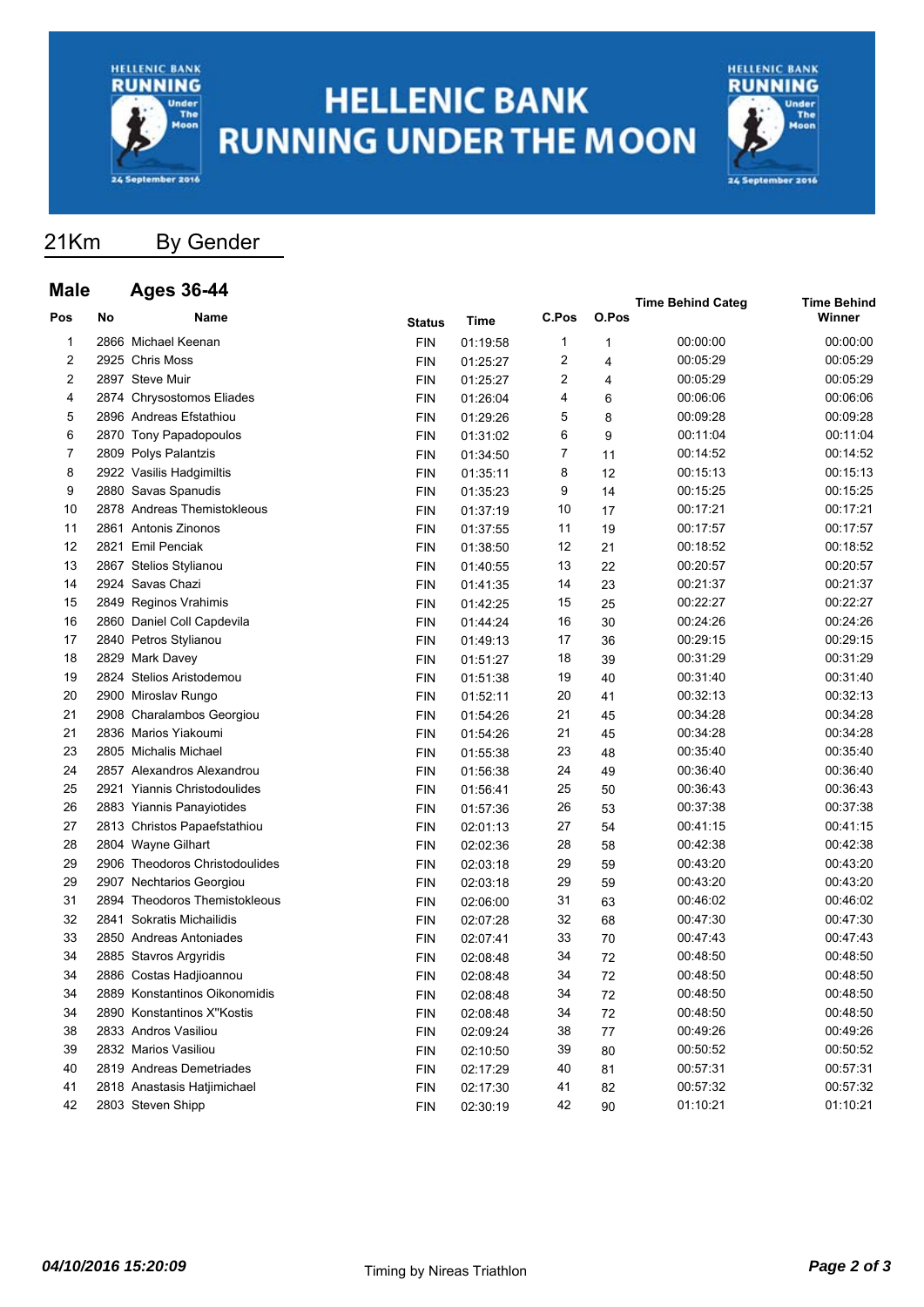# HELLENIC BANK RUNNING UNDER THE MOON

## 21Km By Gender

### Male Ages 36-44

| Pos | No | Name | Status | Time | C.Pos | O.Pos | Time Behind Categ | Time Behind Winner |
|---|---|---|---|---|---|---|---|---|
| 1 | 2866 | Michael Keenan | FIN | 01:19:58 | 1 | 1 | 00:00:00 | 00:00:00 |
| 2 | 2925 | Chris Moss | FIN | 01:25:27 | 2 | 4 | 00:05:29 | 00:05:29 |
| 2 | 2897 | Steve Muir | FIN | 01:25:27 | 2 | 4 | 00:05:29 | 00:05:29 |
| 4 | 2874 | Chrysostomos Eliades | FIN | 01:26:04 | 4 | 6 | 00:06:06 | 00:06:06 |
| 5 | 2896 | Andreas Efstathiou | FIN | 01:29:26 | 5 | 8 | 00:09:28 | 00:09:28 |
| 6 | 2870 | Tony Papadopoulos | FIN | 01:31:02 | 6 | 9 | 00:11:04 | 00:11:04 |
| 7 | 2809 | Polys Palantzis | FIN | 01:34:50 | 7 | 11 | 00:14:52 | 00:14:52 |
| 8 | 2922 | Vasilis Hadgimiltis | FIN | 01:35:11 | 8 | 12 | 00:15:13 | 00:15:13 |
| 9 | 2880 | Savas Spanudis | FIN | 01:35:23 | 9 | 14 | 00:15:25 | 00:15:25 |
| 10 | 2878 | Andreas Themistokleous | FIN | 01:37:19 | 10 | 17 | 00:17:21 | 00:17:21 |
| 11 | 2861 | Antonis Zinonos | FIN | 01:37:55 | 11 | 19 | 00:17:57 | 00:17:57 |
| 12 | 2821 | Emil Penciak | FIN | 01:38:50 | 12 | 21 | 00:18:52 | 00:18:52 |
| 13 | 2867 | Stelios Stylianou | FIN | 01:40:55 | 13 | 22 | 00:20:57 | 00:20:57 |
| 14 | 2924 | Savas Chazi | FIN | 01:41:35 | 14 | 23 | 00:21:37 | 00:21:37 |
| 15 | 2849 | Reginos Vrahimis | FIN | 01:42:25 | 15 | 25 | 00:22:27 | 00:22:27 |
| 16 | 2860 | Daniel Coll Capdevila | FIN | 01:44:24 | 16 | 30 | 00:24:26 | 00:24:26 |
| 17 | 2840 | Petros Stylianou | FIN | 01:49:13 | 17 | 36 | 00:29:15 | 00:29:15 |
| 18 | 2829 | Mark Davey | FIN | 01:51:27 | 18 | 39 | 00:31:29 | 00:31:29 |
| 19 | 2824 | Stelios Aristodemou | FIN | 01:51:38 | 19 | 40 | 00:31:40 | 00:31:40 |
| 20 | 2900 | Miroslav Rungo | FIN | 01:52:11 | 20 | 41 | 00:32:13 | 00:32:13 |
| 21 | 2908 | Charalambos Georgiou | FIN | 01:54:26 | 21 | 45 | 00:34:28 | 00:34:28 |
| 21 | 2836 | Marios Yiakoumi | FIN | 01:54:26 | 21 | 45 | 00:34:28 | 00:34:28 |
| 23 | 2805 | Michalis Michael | FIN | 01:55:38 | 23 | 48 | 00:35:40 | 00:35:40 |
| 24 | 2857 | Alexandros Alexandrou | FIN | 01:56:38 | 24 | 49 | 00:36:40 | 00:36:40 |
| 25 | 2921 | Yiannis Christodoulides | FIN | 01:56:41 | 25 | 50 | 00:36:43 | 00:36:43 |
| 26 | 2883 | Yiannis Panayiotides | FIN | 01:57:36 | 26 | 53 | 00:37:38 | 00:37:38 |
| 27 | 2813 | Christos Papaefstathiou | FIN | 02:01:13 | 27 | 54 | 00:41:15 | 00:41:15 |
| 28 | 2804 | Wayne Gilhart | FIN | 02:02:36 | 28 | 58 | 00:42:38 | 00:42:38 |
| 29 | 2906 | Theodoros Christodoulides | FIN | 02:03:18 | 29 | 59 | 00:43:20 | 00:43:20 |
| 29 | 2907 | Nechtarios Georgiou | FIN | 02:03:18 | 29 | 59 | 00:43:20 | 00:43:20 |
| 31 | 2894 | Theodoros Themistokleous | FIN | 02:06:00 | 31 | 63 | 00:46:02 | 00:46:02 |
| 32 | 2841 | Sokratis Michailidis | FIN | 02:07:28 | 32 | 68 | 00:47:30 | 00:47:30 |
| 33 | 2850 | Andreas Antoniades | FIN | 02:07:41 | 33 | 70 | 00:47:43 | 00:47:43 |
| 34 | 2885 | Stavros Argyridis | FIN | 02:08:48 | 34 | 72 | 00:48:50 | 00:48:50 |
| 34 | 2886 | Costas Hadjioannou | FIN | 02:08:48 | 34 | 72 | 00:48:50 | 00:48:50 |
| 34 | 2889 | Konstantinos Oikonomidis | FIN | 02:08:48 | 34 | 72 | 00:48:50 | 00:48:50 |
| 34 | 2890 | Konstantinos X"Kostis | FIN | 02:08:48 | 34 | 72 | 00:48:50 | 00:48:50 |
| 38 | 2833 | Andros Vasiliou | FIN | 02:09:24 | 38 | 77 | 00:49:26 | 00:49:26 |
| 39 | 2832 | Marios Vasiliou | FIN | 02:10:50 | 39 | 80 | 00:50:52 | 00:50:52 |
| 40 | 2819 | Andreas Demetriades | FIN | 02:17:29 | 40 | 81 | 00:57:31 | 00:57:31 |
| 41 | 2818 | Anastasis Hatjimichael | FIN | 02:17:30 | 41 | 82 | 00:57:32 | 00:57:32 |
| 42 | 2803 | Steven Shipp | FIN | 02:30:19 | 42 | 90 | 01:10:21 | 01:10:21 |

*04/10/2016 15:20:09* Timing by Nireas Triathlon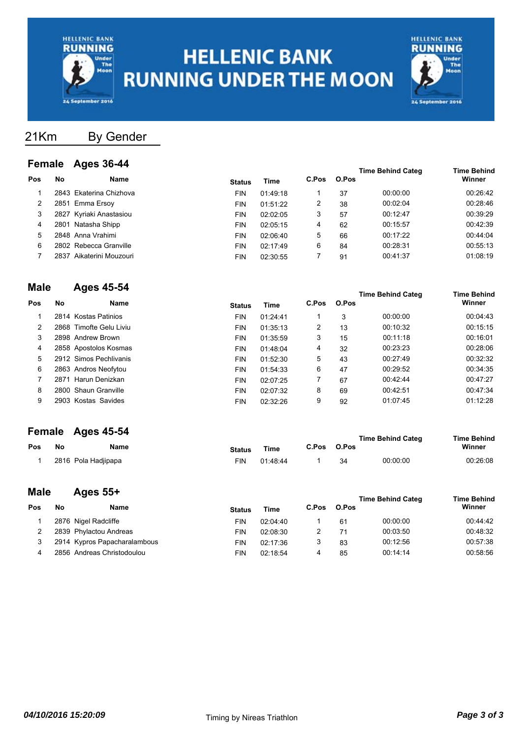# HELLENIC BANK RUNNING UNDER THE MOON

## 21Km By Gender

### Female Ages 36-44

| Pos | No | Name | Status | Time | C.Pos | O.Pos | Time Behind Categ | Time Behind Winner |
|---|---|---|---|---|---|---|---|---|
| 1 | 2843 | Ekaterina Chizhova | FIN | 01:49:18 | 1 | 37 | 00:00:00 | 00:26:42 |
| 2 | 2851 | Emma Ersoy | FIN | 01:51:22 | 2 | 38 | 00:02:04 | 00:28:46 |
| 3 | 2827 | Kyriaki Anastasiou | FIN | 02:02:05 | 3 | 57 | 00:12:47 | 00:39:29 |
| 4 | 2801 | Natasha Shipp | FIN | 02:05:15 | 4 | 62 | 00:15:57 | 00:42:39 |
| 5 | 2848 | Anna Vrahimi | FIN | 02:06:40 | 5 | 66 | 00:17:22 | 00:44:04 |
| 6 | 2802 | Rebecca Granville | FIN | 02:17:49 | 6 | 84 | 00:28:31 | 00:55:13 |
| 7 | 2837 | Aikaterini Mouzouri | FIN | 02:30:55 | 7 | 91 | 00:41:37 | 01:08:19 |

### Male Ages 45-54

| Pos | No | Name | Status | Time | C.Pos | O.Pos | Time Behind Categ | Time Behind Winner |
|---|---|---|---|---|---|---|---|---|
| 1 | 2814 | Kostas Patinios | FIN | 01:24:41 | 1 | 3 | 00:00:00 | 00:04:43 |
| 2 | 2868 | Timofte Gelu Liviu | FIN | 01:35:13 | 2 | 13 | 00:10:32 | 00:15:15 |
| 3 | 2898 | Andrew Brown | FIN | 01:35:59 | 3 | 15 | 00:11:18 | 00:16:01 |
| 4 | 2858 | Apostolos Kosmas | FIN | 01:48:04 | 4 | 32 | 00:23:23 | 00:28:06 |
| 5 | 2912 | Simos Pechlivanis | FIN | 01:52:30 | 5 | 43 | 00:27:49 | 00:32:32 |
| 6 | 2863 | Andros Neofytou | FIN | 01:54:33 | 6 | 47 | 00:29:52 | 00:34:35 |
| 7 | 2871 | Harun Denizkan | FIN | 02:07:25 | 7 | 67 | 00:42:44 | 00:47:27 |
| 8 | 2800 | Shaun Granville | FIN | 02:07:32 | 8 | 69 | 00:42:51 | 00:47:34 |
| 9 | 2903 | Kostas Savides | FIN | 02:32:26 | 9 | 92 | 01:07:45 | 01:12:28 |

### Female Ages 45-54

| Pos | No | Name | Status | Time | C.Pos | O.Pos | Time Behind Categ | Time Behind Winner |
|---|---|---|---|---|---|---|---|---|
| 1 | 2816 | Pola Hadjipapa | FIN | 01:48:44 | 1 | 34 | 00:00:00 | 00:26:08 |

### Male Ages 55+

| Pos | No | Name | Status | Time | C.Pos | O.Pos | Time Behind Categ | Time Behind Winner |
|---|---|---|---|---|---|---|---|---|
| 1 | 2876 | Nigel Radcliffe | FIN | 02:04:40 | 1 | 61 | 00:00:00 | 00:44:42 |
| 2 | 2839 | Phylactou Andreas | FIN | 02:08:30 | 2 | 71 | 00:03:50 | 00:48:32 |
| 3 | 2914 | Kypros Papacharalambous | FIN | 02:17:36 | 3 | 83 | 00:12:56 | 00:57:38 |
| 4 | 2856 | Andreas Christodoulou | FIN | 02:18:54 | 4 | 85 | 00:14:14 | 00:58:56 |

*04/10/2016 15:20:09* Timing by Nireas Triathlon